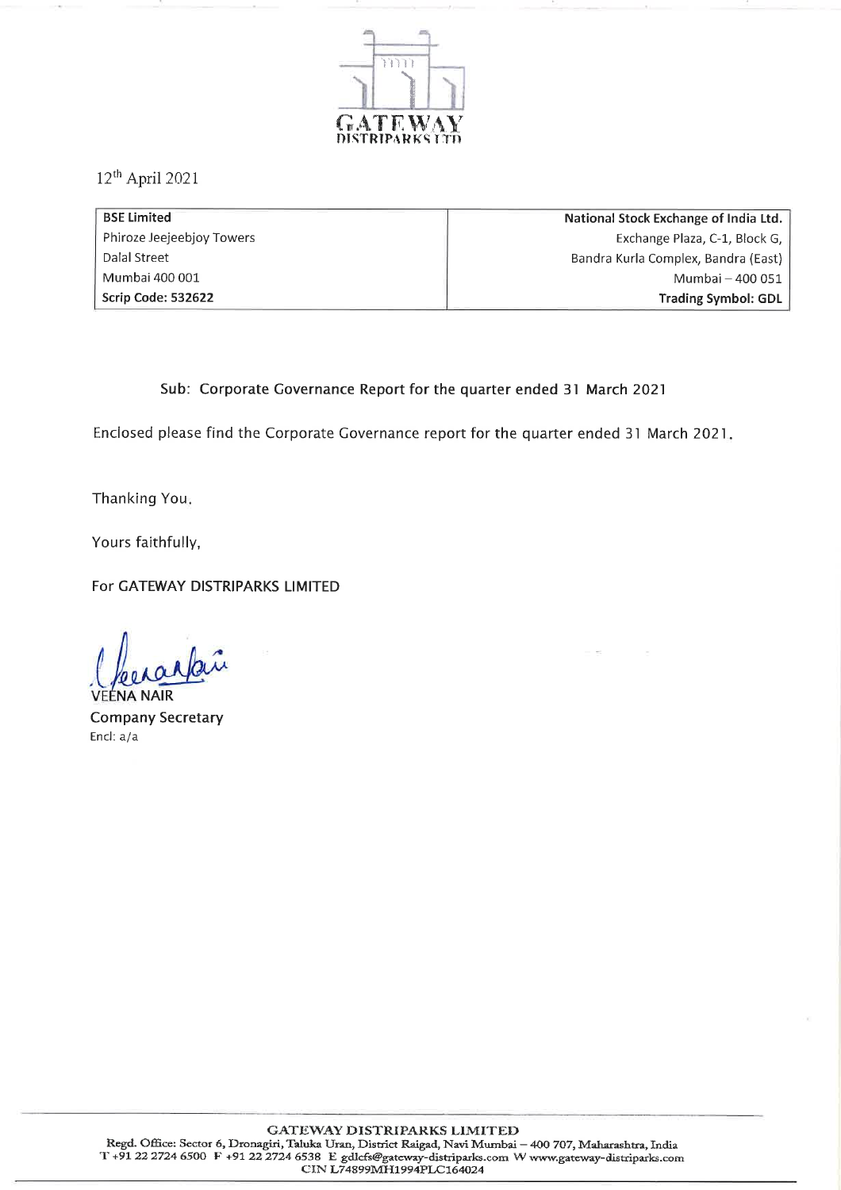GATEWAY DISTRIPARKS LTD

12th April 2021

| BSE Limited | National Stock Exchange of India Ltd. |
|---|---|
| Phiroze Jeejeebjoy Towers | Exchange Plaza, C-1, Block G, |
| Dalal Street | Bandra Kurla Complex, Bandra (East) |
| Mumbai 400 001 | Mumbai – 400 051 |
| **Scrip Code: 532622** | **Trading Symbol: GDL** |

Sub: Corporate Governance Report for the quarter ended 31 March 2021

Enclosed please find the Corporate Governance report for the quarter ended 31 March 2021.

Thanking You.

Yours faithfully,

For GATEWAY DISTRIPARKS LIMITED

VEENA NAIR
Company Secretary
Encl: a/a

GATEWAY DISTRIPARKS LIMITED
Regd. Office: Sector 6, Dronagiri, Taluka Uran, District Raigad, Navi Mumbai – 400 707, Maharashtra, India
T +91 22 2724 6500 F +91 22 2724 6538 E gdlcfs@gateway-distriparks.com W www.gateway-distriparks.com
CIN L74899MH1994PLC164024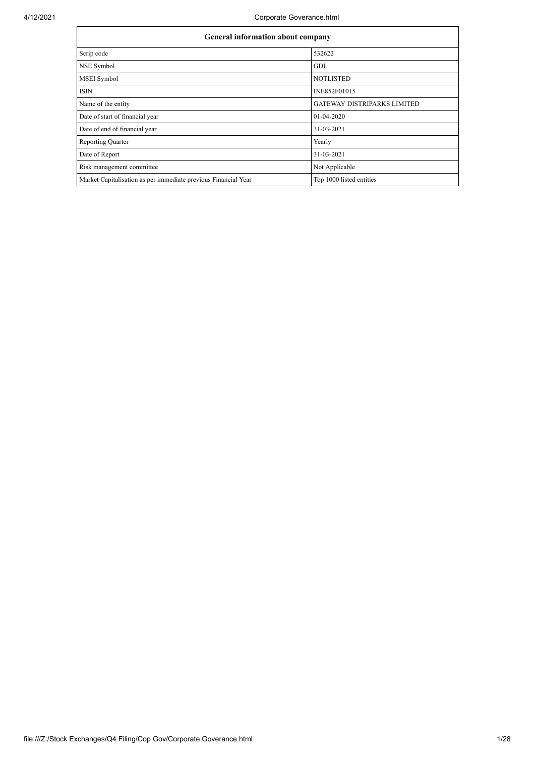| General information about company | |
|---|---|
| Scrip code | 532622 |
| NSE Symbol | GDL |
| MSEI Symbol | NOTLISTED |
| ISIN | INE852F01015 |
| Name of the entity | GATEWAY DISTRIPARKS LIMITED |
| Date of start of financial year | 01-04-2020 |
| Date of end of financial year | 31-03-2021 |
| Reporting Quarter | Yearly |
| Date of Report | 31-03-2021 |
| Risk management committee | Not Applicable |
| Market Capitalisation as per immediate previous Financial Year | Top 1000 listed entities |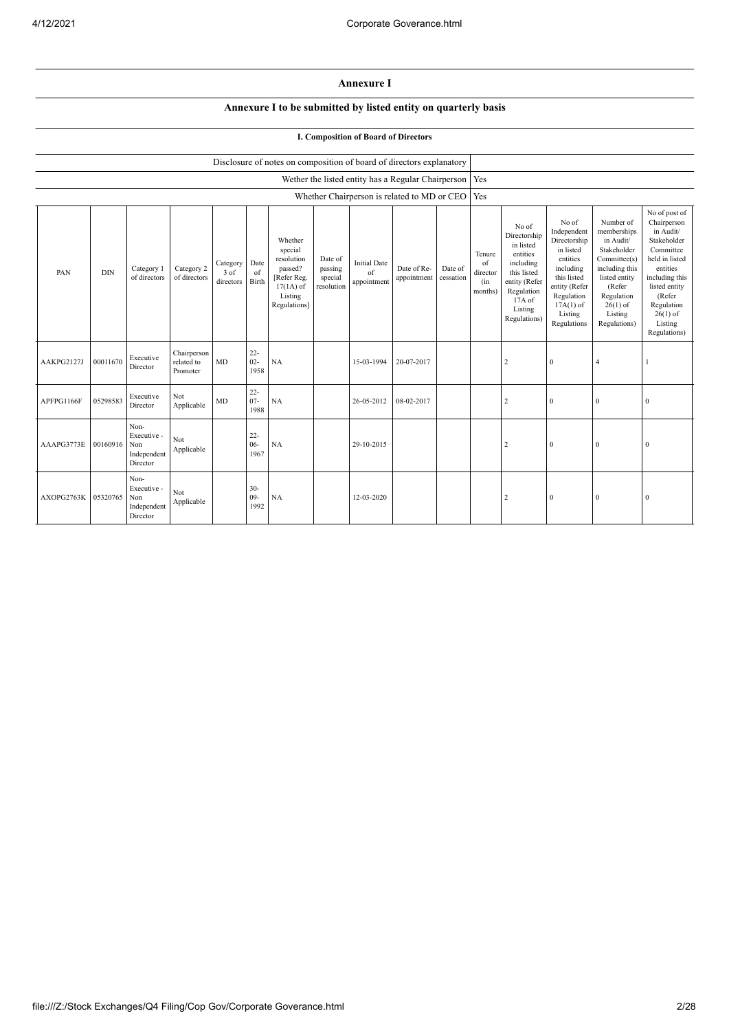# Annexure I

## Annexure I to be submitted by listed entity on quarterly basis

### I. Composition of Board of Directors

| Disclosure of notes on composition of board of directors explanatory | |
|---|---|
| Wether the listed entity has a Regular Chairperson | Yes |
| Whether Chairperson is related to MD or CEO | Yes |

| PAN | DIN | Category 1 of directors | Category 2 of directors | Category 3 of directors | Date of Birth | Whether special resolution passed? [Refer Reg. 17(1A) of Listing Regulations] | Date of passing special resolution | Initial Date of appointment | Date of Re-appointment | Date of cessation | Tenure of director (in months) | No of Directorship in listed entities including this listed entity (Refer Regulation 17A of Listing Regulations) | No of Independent Directorship in listed entities including this listed entity (Refer Regulation 17A(1) of Listing Regulations | Number of memberships in Audit/ Stakeholder Committee(s) including this listed entity (Refer Regulation 26(1) of Listing Regulations) | No of post of Chairperson in Audit/ Stakeholder Committee held in listed entities including this listed entity (Refer Regulation 26(1) of Listing Regulations) |
|---|---|---|---|---|---|---|---|---|---|---|---|---|---|---|---|
| AAKPG2127J | 00011670 | Executive Director | Chairperson related to Promoter | MD | 22-02-1958 | NA | | 15-03-1994 | 20-07-2017 | | | 2 | 0 | 4 | 1 |
| APFPG1166F | 05298583 | Executive Director | Not Applicable | MD | 22-07-1988 | NA | | 26-05-2012 | 08-02-2017 | | | 2 | 0 | 0 | 0 |
| AAAPG3773E | 00160916 | Non-Executive - Non Independent Director | Not Applicable | | 22-06-1967 | NA | | 29-10-2015 | | | | 2 | 0 | 0 | 0 |
| AXOPG2763K | 05320765 | Non-Executive - Non Independent Director | Not Applicable | | 30-09-1992 | NA | | 12-03-2020 | | | | 2 | 0 | 0 | 0 |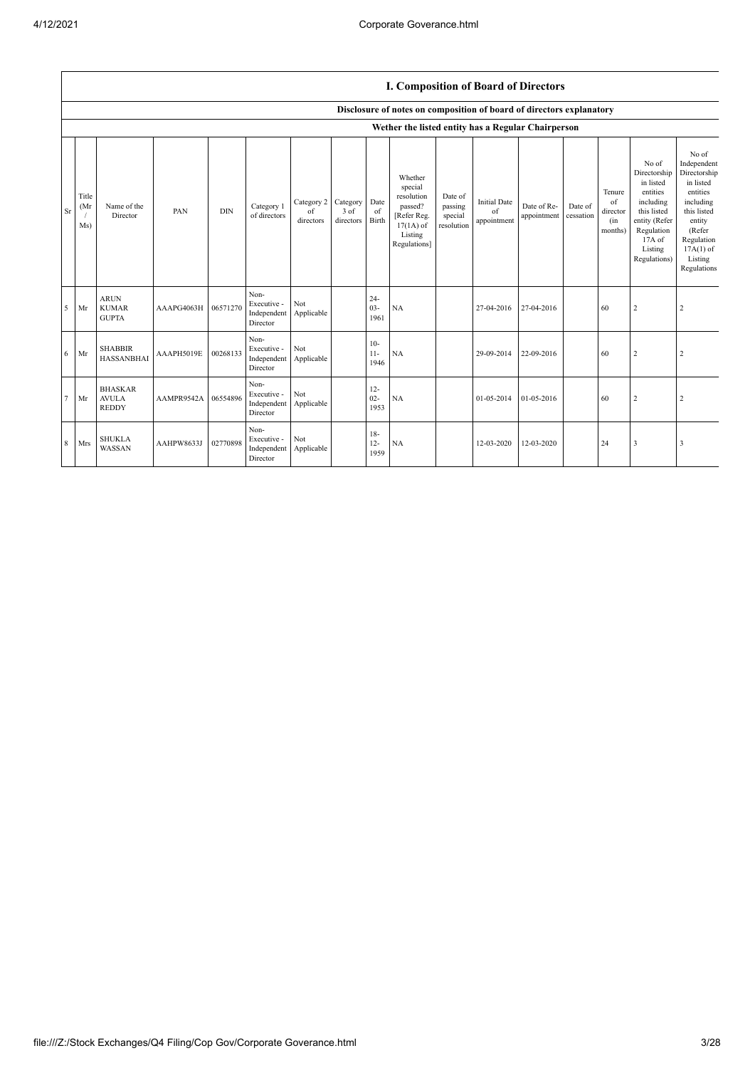## I. Composition of Board of Directors

Disclosure of notes on composition of board of directors explanatory

Wether the listed entity has a Regular Chairperson

| Sr | Title (Mr / Ms) | Name of the Director | PAN | DIN | Category 1 of directors | Category 2 of directors | Category 3 of directors | Date of Birth | Whether special resolution passed? [Refer Reg. 17(1A) of Listing Regulations] | Date of passing special resolution | Initial Date of appointment | Date of Re-appointment | Date of cessation | Tenure of director (in months) | No of Directorship in listed entities including this listed entity (Refer Regulation 17A of Listing Regulations) | No of Independent Directorship in listed entities including this listed entity (Refer Regulation 17A(1) of Listing Regulations |
|---|---|---|---|---|---|---|---|---|---|---|---|---|---|---|---|---|
| 5 | Mr | ARUN KUMAR GUPTA | AAAPG4063H | 06571270 | Non-Executive - Independent Director | Not Applicable | | 24-03-1961 | NA | | 27-04-2016 | 27-04-2016 | | 60 | 2 | 2 |
| 6 | Mr | SHABBIR HASSANBHAI | AAAPH5019E | 00268133 | Non-Executive - Independent Director | Not Applicable | | 10-11-1946 | NA | | 29-09-2014 | 22-09-2016 | | 60 | 2 | 2 |
| 7 | Mr | BHASKAR AVULA REDDY | AAMPR9542A | 06554896 | Non-Executive - Independent Director | Not Applicable | | 12-02-1953 | NA | | 01-05-2014 | 01-05-2016 | | 60 | 2 | 2 |
| 8 | Mrs | SHUKLA WASSAN | AAHPW8633J | 02770898 | Non-Executive - Independent Director | Not Applicable | | 18-12-1959 | NA | | 12-03-2020 | 12-03-2020 | | 24 | 3 | 3 |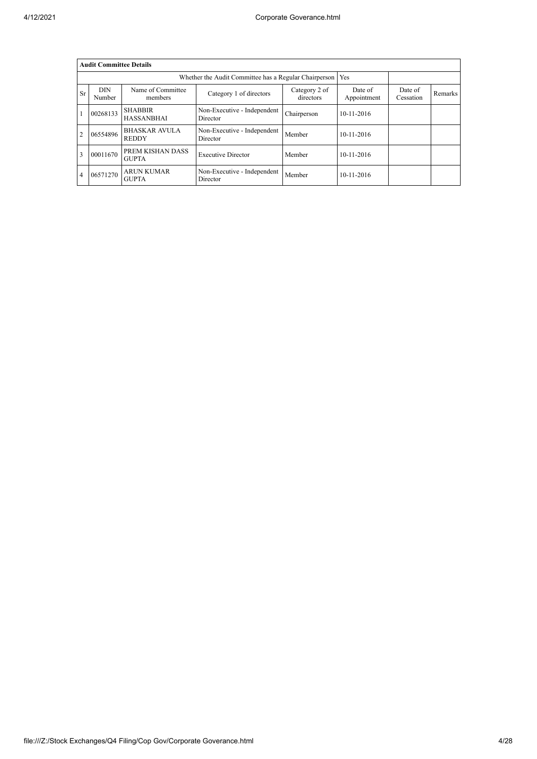| **Audit Committee Details** | | | | | | | |
|---|---|---|---|---|---|---|---|
| Whether the Audit Committee has a Regular Chairperson | | | | | Yes | | |
| Sr | DIN Number | Name of Committee members | Category 1 of directors | Category 2 of directors | Date of Appointment | Date of Cessation | Remarks |
| 1 | 00268133 | SHABBIR HASSANBHAI | Non-Executive - Independent Director | Chairperson | 10-11-2016 | | |
| 2 | 06554896 | BHASKAR AVULA REDDY | Non-Executive - Independent Director | Member | 10-11-2016 | | |
| 3 | 00011670 | PREM KISHAN DASS GUPTA | Executive Director | Member | 10-11-2016 | | |
| 4 | 06571270 | ARUN KUMAR GUPTA | Non-Executive - Independent Director | Member | 10-11-2016 | | |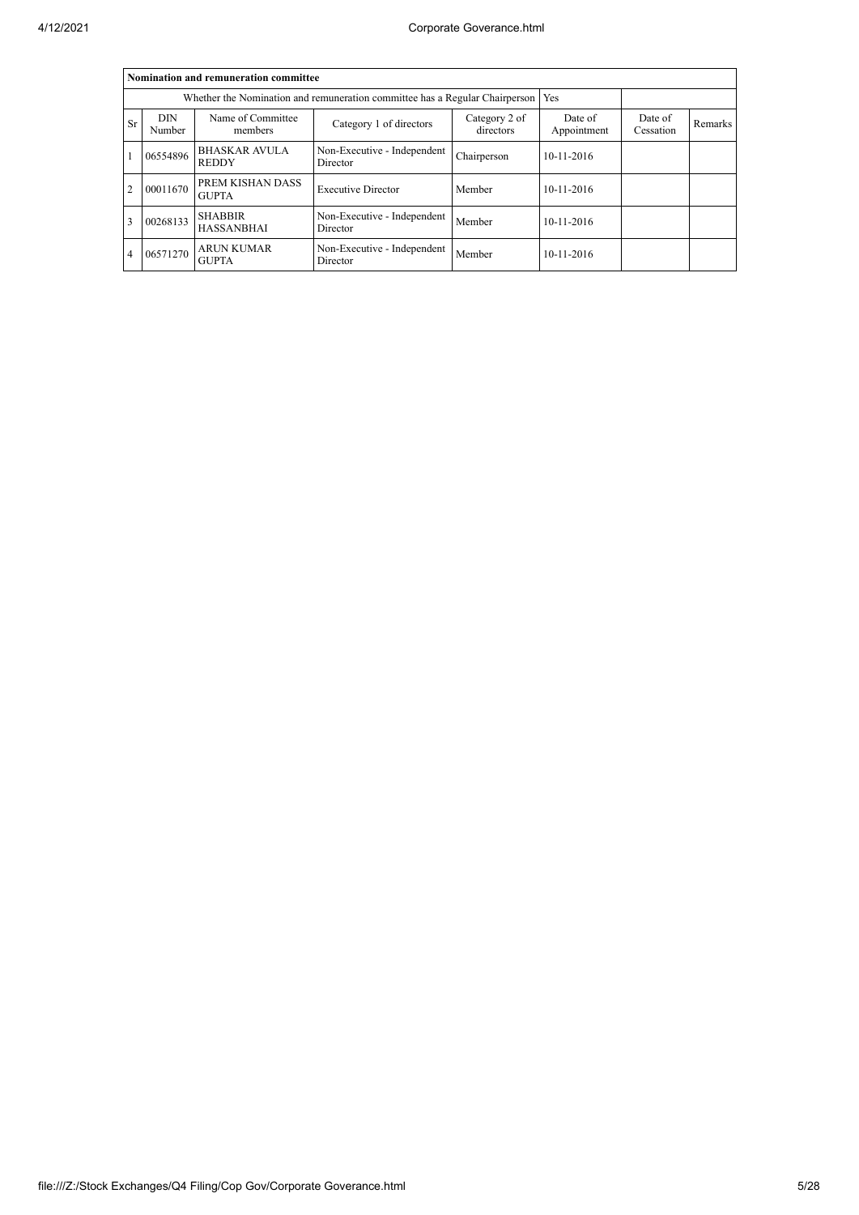| Nomination and remuneration committee | | | | | | | |
|---|---|---|---|---|---|---|---|
| Whether the Nomination and remuneration committee has a Regular Chairperson | | | | | Yes | | |
| Sr | DIN Number | Name of Committee members | Category 1 of directors | Category 2 of directors | Date of Appointment | Date of Cessation | Remarks |
| 1 | 06554896 | BHASKAR AVULA REDDY | Non-Executive - Independent Director | Chairperson | 10-11-2016 | | |
| 2 | 00011670 | PREM KISHAN DASS GUPTA | Executive Director | Member | 10-11-2016 | | |
| 3 | 00268133 | SHABBIR HASSANBHAI | Non-Executive - Independent Director | Member | 10-11-2016 | | |
| 4 | 06571270 | ARUN KUMAR GUPTA | Non-Executive - Independent Director | Member | 10-11-2016 | | |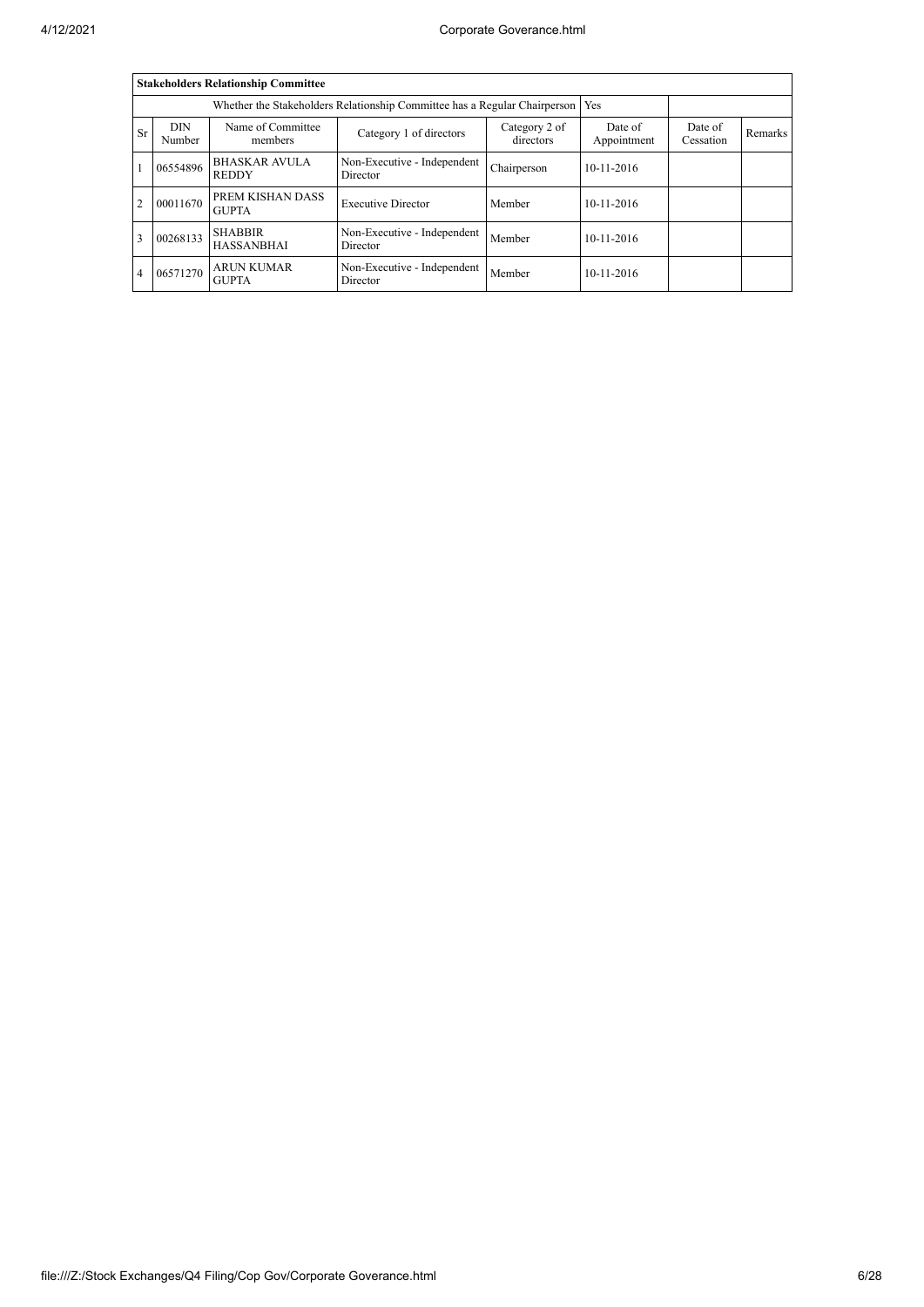| **Stakeholders Relationship Committee** | | | | | | | | |
|---|---|---|---|---|---|---|---|---|
| Whether the Stakeholders Relationship Committee has a Regular Chairperson | | | | | Yes | | | |
| Sr | DIN Number | Name of Committee members | Category 1 of directors | Category 2 of directors | Date of Appointment | Date of Cessation | Remarks |
| 1 | 06554896 | BHASKAR AVULA REDDY | Non-Executive - Independent Director | Chairperson | 10-11-2016 | | |
| 2 | 00011670 | PREM KISHAN DASS GUPTA | Executive Director | Member | 10-11-2016 | | |
| 3 | 00268133 | SHABBIR HASSANBHAI | Non-Executive - Independent Director | Member | 10-11-2016 | | |
| 4 | 06571270 | ARUN KUMAR GUPTA | Non-Executive - Independent Director | Member | 10-11-2016 | | |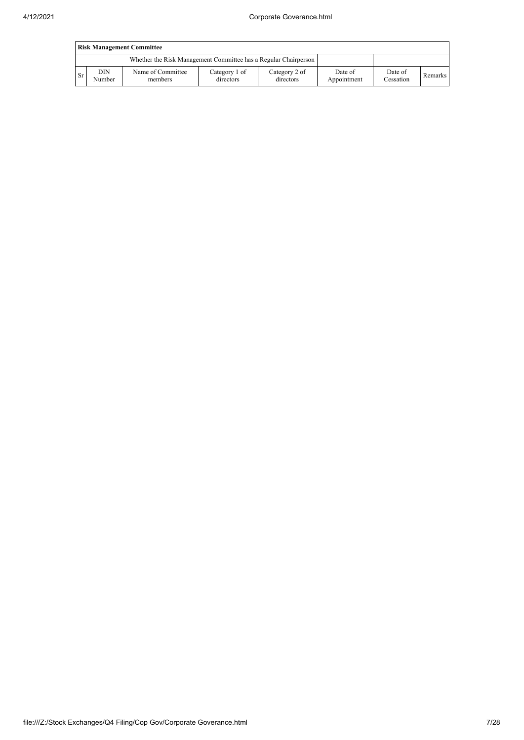| Risk Management Committee | | | | | | | |
|---|---|---|---|---|---|---|---|
| Whether the Risk Management Committee has a Regular Chairperson | | | | | | | |
| Sr | DIN Number | Name of Committee members | Category 1 of directors | Category 2 of directors | Date of Appointment | Date of Cessation | Remarks |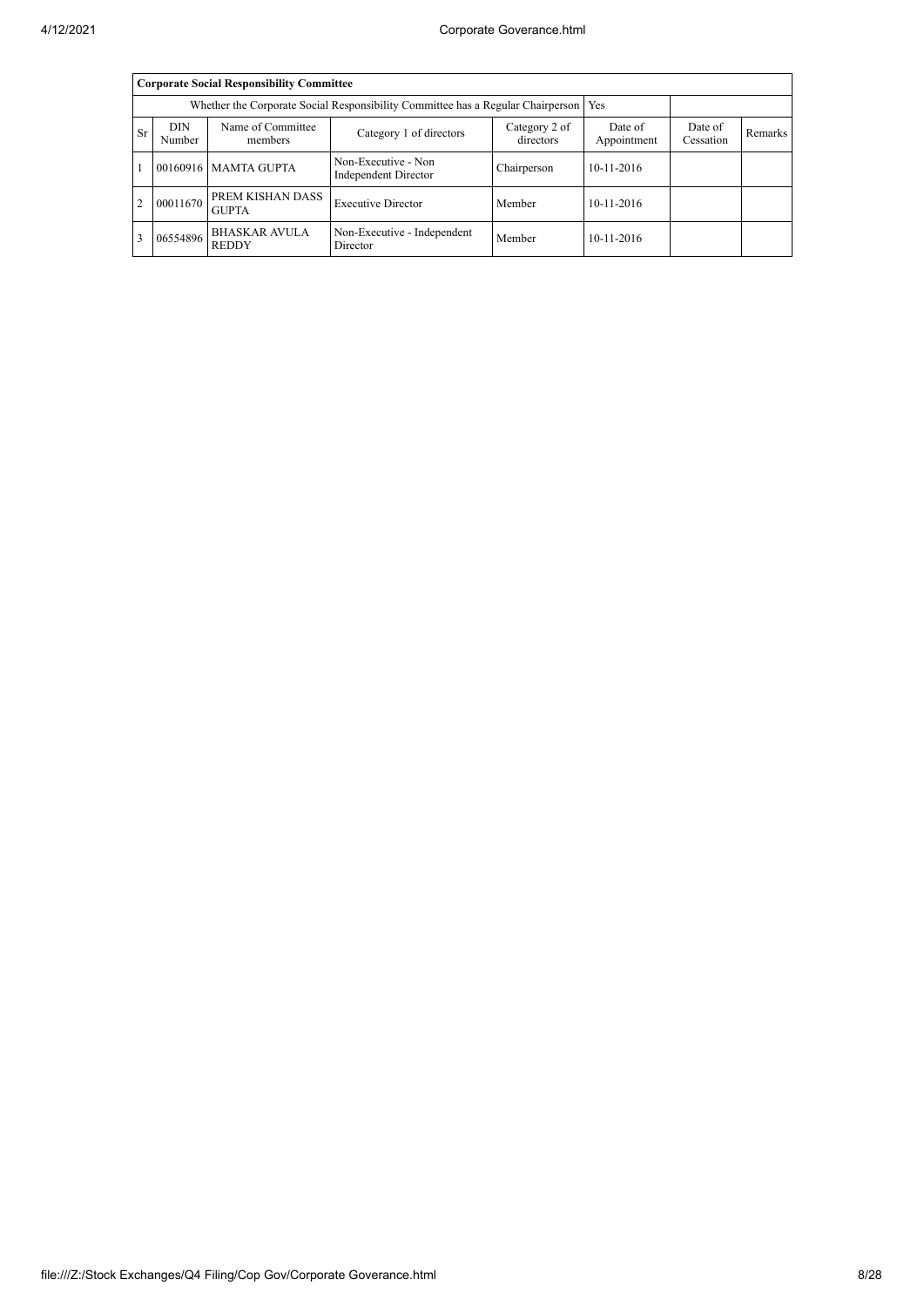| **Corporate Social Responsibility Committee** | | | | | | | |
|---|---|---|---|---|---|---|---|
| Whether the Corporate Social Responsibility Committee has a Regular Chairperson | | | | | Yes | | |
| Sr | DIN Number | Name of Committee members | Category 1 of directors | Category 2 of directors | Date of Appointment | Date of Cessation | Remarks |
| 1 | 00160916 | MAMTA GUPTA | Non-Executive - Non Independent Director | Chairperson | 10-11-2016 | | |
| 2 | 00011670 | PREM KISHAN DASS GUPTA | Executive Director | Member | 10-11-2016 | | |
| 3 | 06554896 | BHASKAR AVULA REDDY | Non-Executive - Independent Director | Member | 10-11-2016 | | |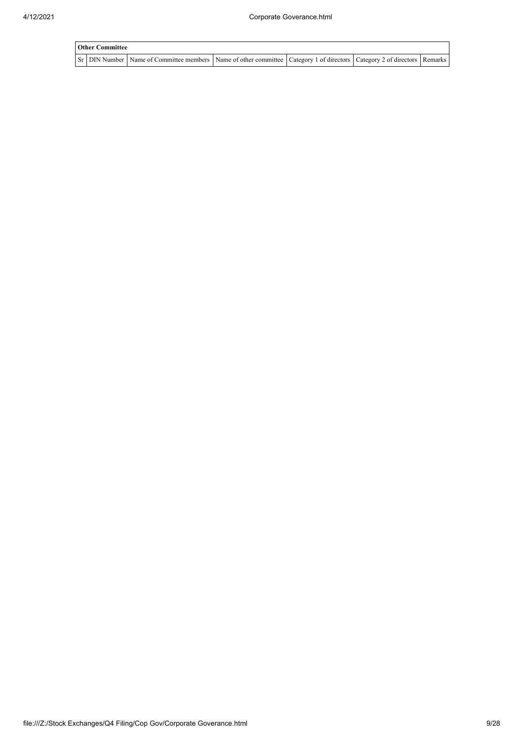| Other Committee | | | | | | |
|---|---|---|---|---|---|---|
| Sr | DIN Number | Name of Committee members | Name of other committee | Category 1 of directors | Category 2 of directors | Remarks |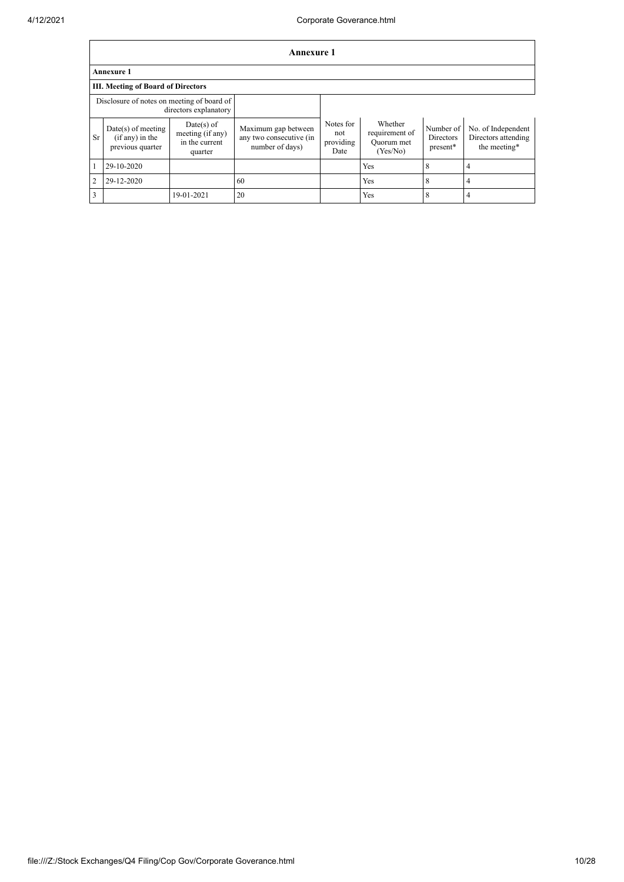## Annexure 1

### Annexure 1

### III. Meeting of Board of Directors

| Disclosure of notes on meeting of board of directors explanatory | | | | | | | |
|---|---|---|---|---|---|---|---|
| Sr | Date(s) of meeting (if any) in the previous quarter | Date(s) of meeting (if any) in the current quarter | Maximum gap between any two consecutive (in number of days) | Notes for not providing Date | Whether requirement of Quorum met (Yes/No) | Number of Directors present* | No. of Independent Directors attending the meeting* |
| 1 | 29-10-2020 | | | | Yes | 8 | 4 |
| 2 | 29-12-2020 | | 60 | | Yes | 8 | 4 |
| 3 | | 19-01-2021 | 20 | | Yes | 8 | 4 |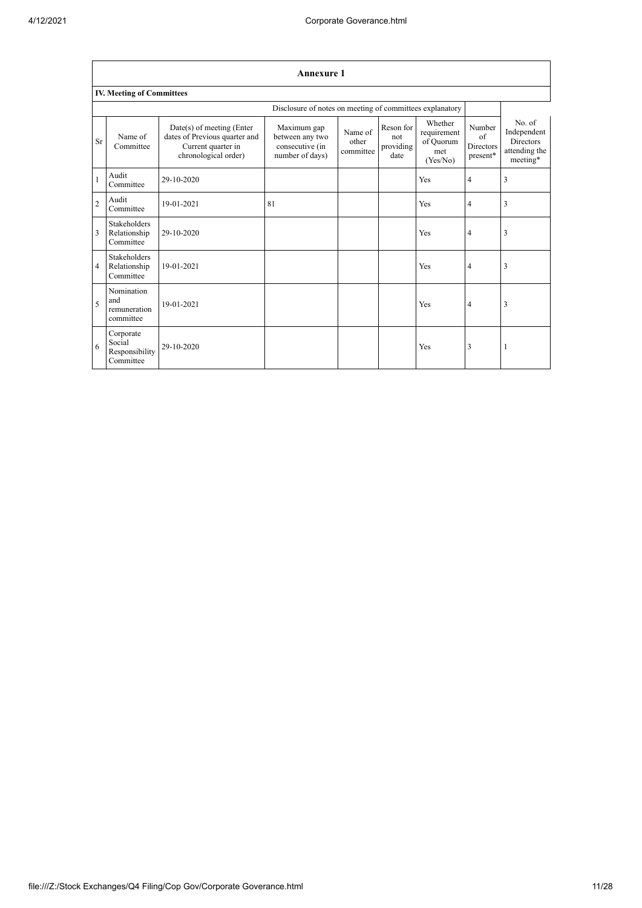| Annexure 1 | | | | | | | | |
|---|---|---|---|---|---|---|---|---|
| **IV. Meeting of Committees** | | | | | | | | |
| | | | Disclosure of notes on meeting of committees explanatory | | | | | |
| Sr | Name of Committee | Date(s) of meeting (Enter dates of Previous quarter and Current quarter in chronological order) | Maximum gap between any two consecutive (in number of days) | Name of other committee | Reson for not providing date | Whether requirement of Quorum met (Yes/No) | Number of Directors present* | No. of Independent Directors attending the meeting* |
| 1 | Audit Committee | 29-10-2020 | | | | Yes | 4 | 3 |
| 2 | Audit Committee | 19-01-2021 | 81 | | | Yes | 4 | 3 |
| 3 | Stakeholders Relationship Committee | 29-10-2020 | | | | Yes | 4 | 3 |
| 4 | Stakeholders Relationship Committee | 19-01-2021 | | | | Yes | 4 | 3 |
| 5 | Nomination and remuneration committee | 19-01-2021 | | | | Yes | 4 | 3 |
| 6 | Corporate Social Responsibility Committee | 29-10-2020 | | | | Yes | 3 | 1 |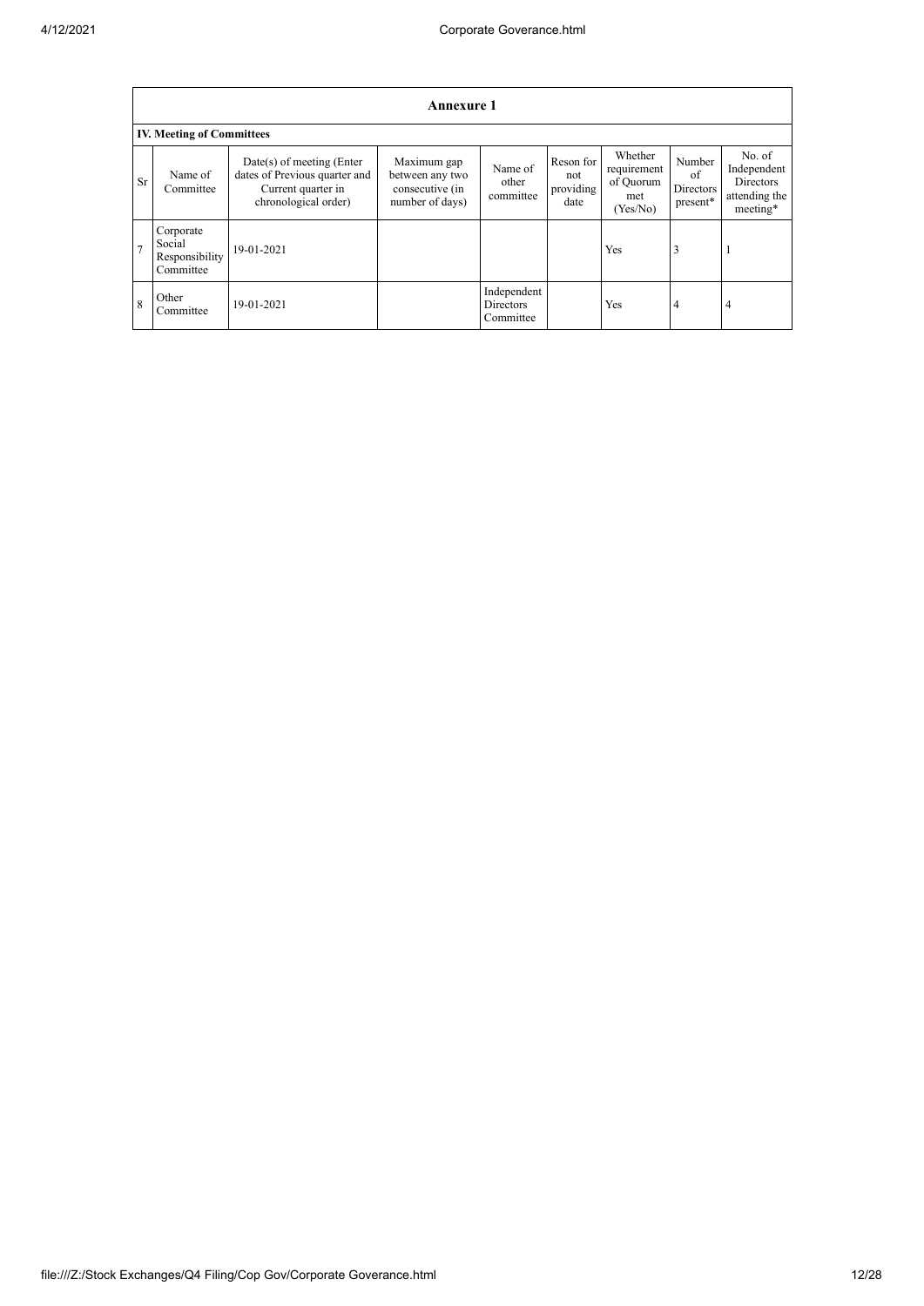| Annexure 1 | | | | | | | | |
|---|---|---|---|---|---|---|---|---|
| **IV. Meeting of Committees** | | | | | | | | |
| Sr | Name of Committee | Date(s) of meeting (Enter dates of Previous quarter and Current quarter in chronological order) | Maximum gap between any two consecutive (in number of days) | Name of other committee | Reson for not providing date | Whether requirement of Quorum met (Yes/No) | Number of Directors present* | No. of Independent Directors attending the meeting* |
| 7 | Corporate Social Responsibility Committee | 19-01-2021 | | | | Yes | 3 | 1 |
| 8 | Other Committee | 19-01-2021 | | Independent Directors Committee | | Yes | 4 | 4 |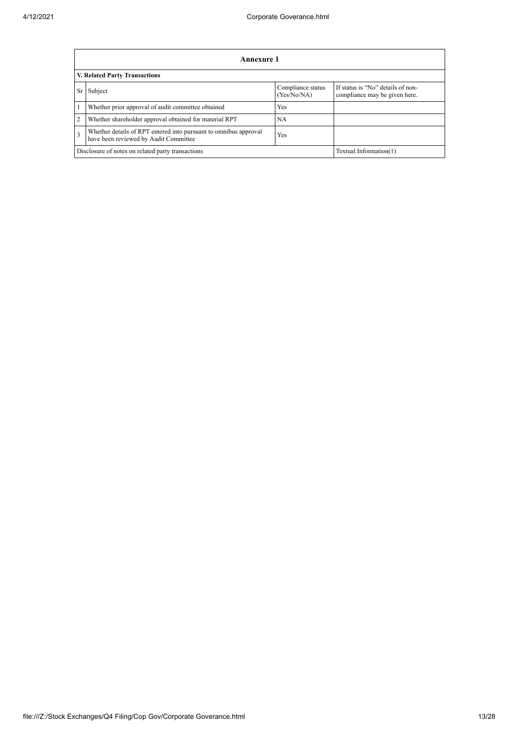| **Annexure 1** | | | |
|---|---|---|---|
| **V. Related Party Transactions** | | | |
| Sr | Subject | Compliance status (Yes/No/NA) | If status is "No" details of non-compliance may be given here. |
| 1 | Whether prior approval of audit committee obtained | Yes | |
| 2 | Whether shareholder approval obtained for material RPT | NA | |
| 3 | Whether details of RPT entered into pursuant to omnibus approval have been reviewed by Audit Committee | Yes | |
| Disclosure of notes on related party transactions | | | Textual Information(1) |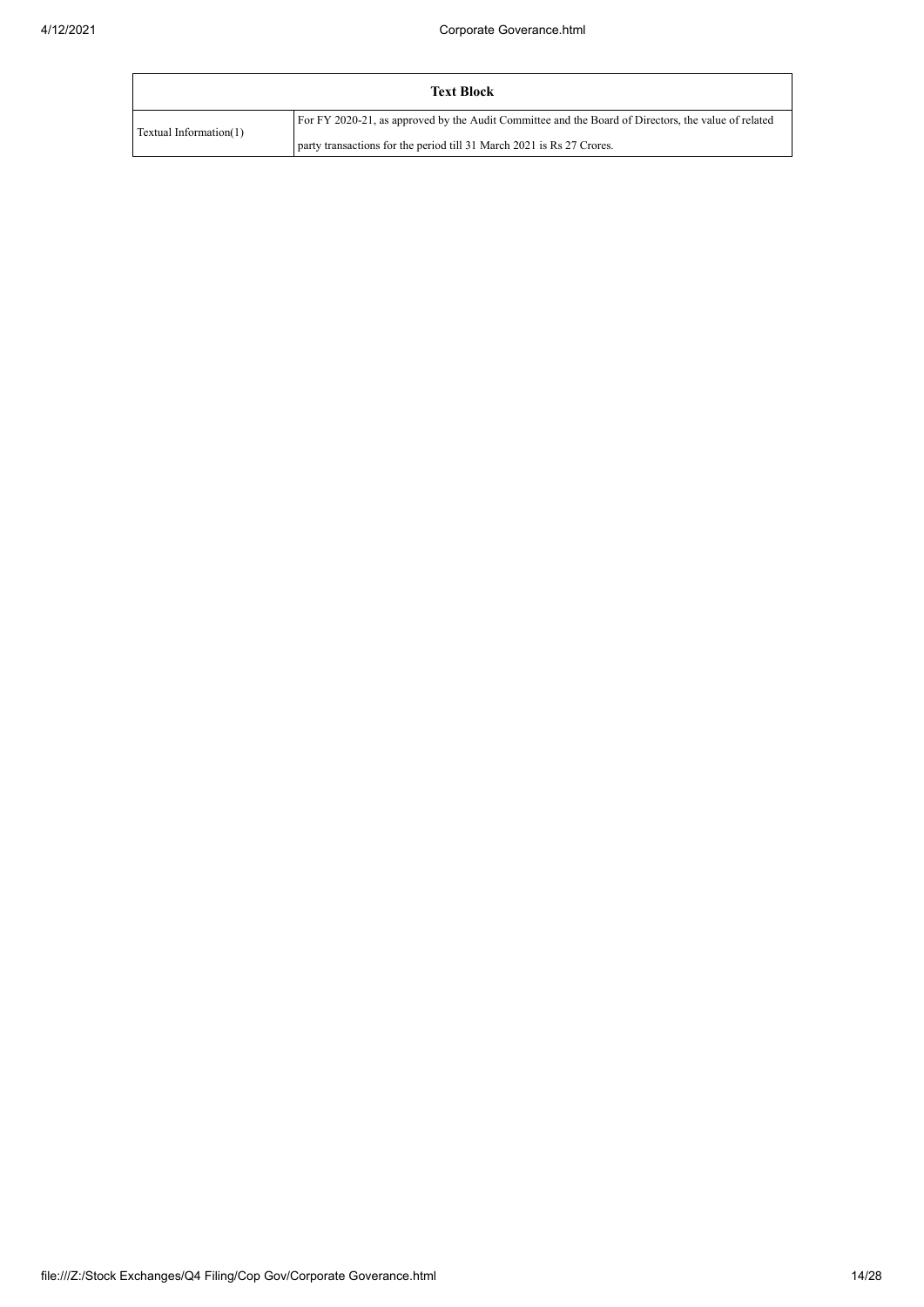| Text Block | |
|---|---|
| Textual Information(1) | For FY 2020-21, as approved by the Audit Committee and the Board of Directors, the value of related party transactions for the period till 31 March 2021 is Rs 27 Crores. |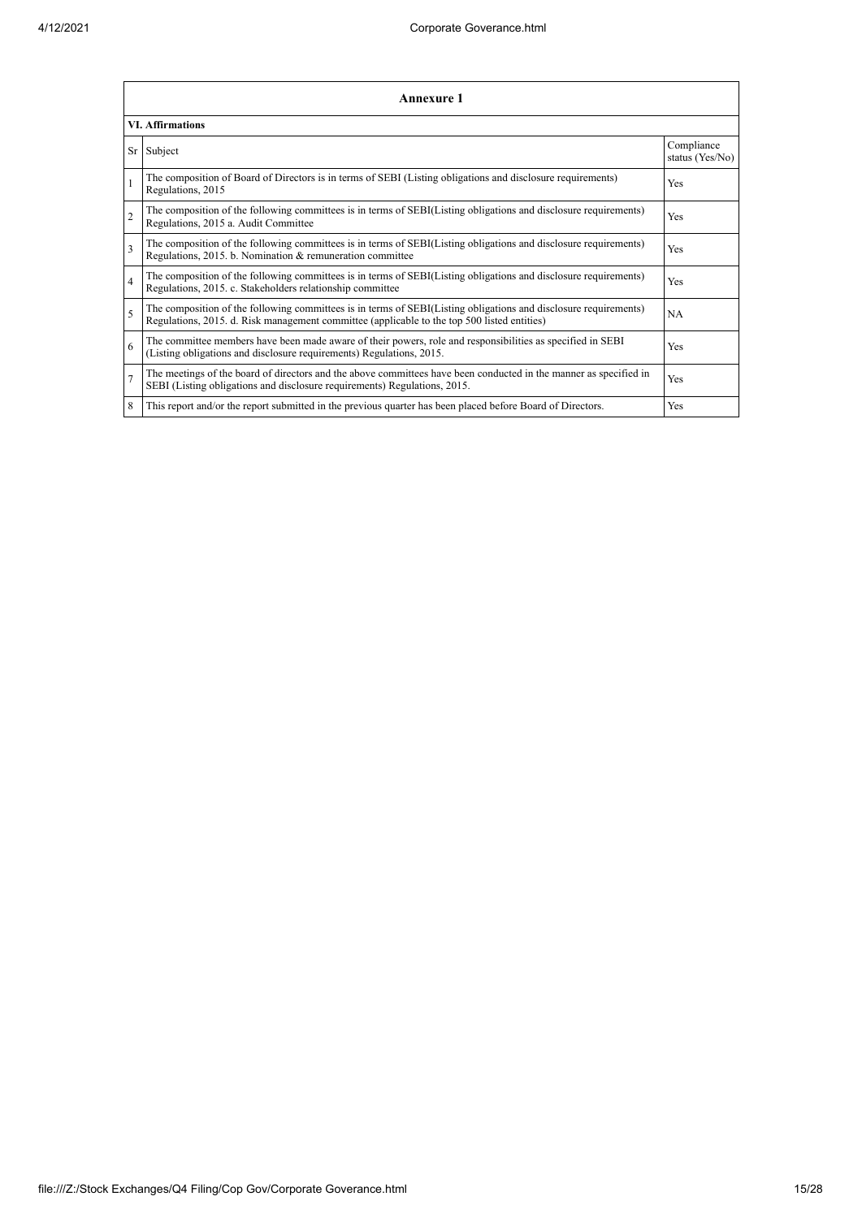| Annexure 1 | | |
|---|---|---|
| **VI. Affirmations** | | |
| Sr | Subject | Compliance status (Yes/No) |
| 1 | The composition of Board of Directors is in terms of SEBI (Listing obligations and disclosure requirements) Regulations, 2015 | Yes |
| 2 | The composition of the following committees is in terms of SEBI(Listing obligations and disclosure requirements) Regulations, 2015 a. Audit Committee | Yes |
| 3 | The composition of the following committees is in terms of SEBI(Listing obligations and disclosure requirements) Regulations, 2015. b. Nomination & remuneration committee | Yes |
| 4 | The composition of the following committees is in terms of SEBI(Listing obligations and disclosure requirements) Regulations, 2015. c. Stakeholders relationship committee | Yes |
| 5 | The composition of the following committees is in terms of SEBI(Listing obligations and disclosure requirements) Regulations, 2015. d. Risk management committee (applicable to the top 500 listed entities) | NA |
| 6 | The committee members have been made aware of their powers, role and responsibilities as specified in SEBI (Listing obligations and disclosure requirements) Regulations, 2015. | Yes |
| 7 | The meetings of the board of directors and the above committees have been conducted in the manner as specified in SEBI (Listing obligations and disclosure requirements) Regulations, 2015. | Yes |
| 8 | This report and/or the report submitted in the previous quarter has been placed before Board of Directors. | Yes |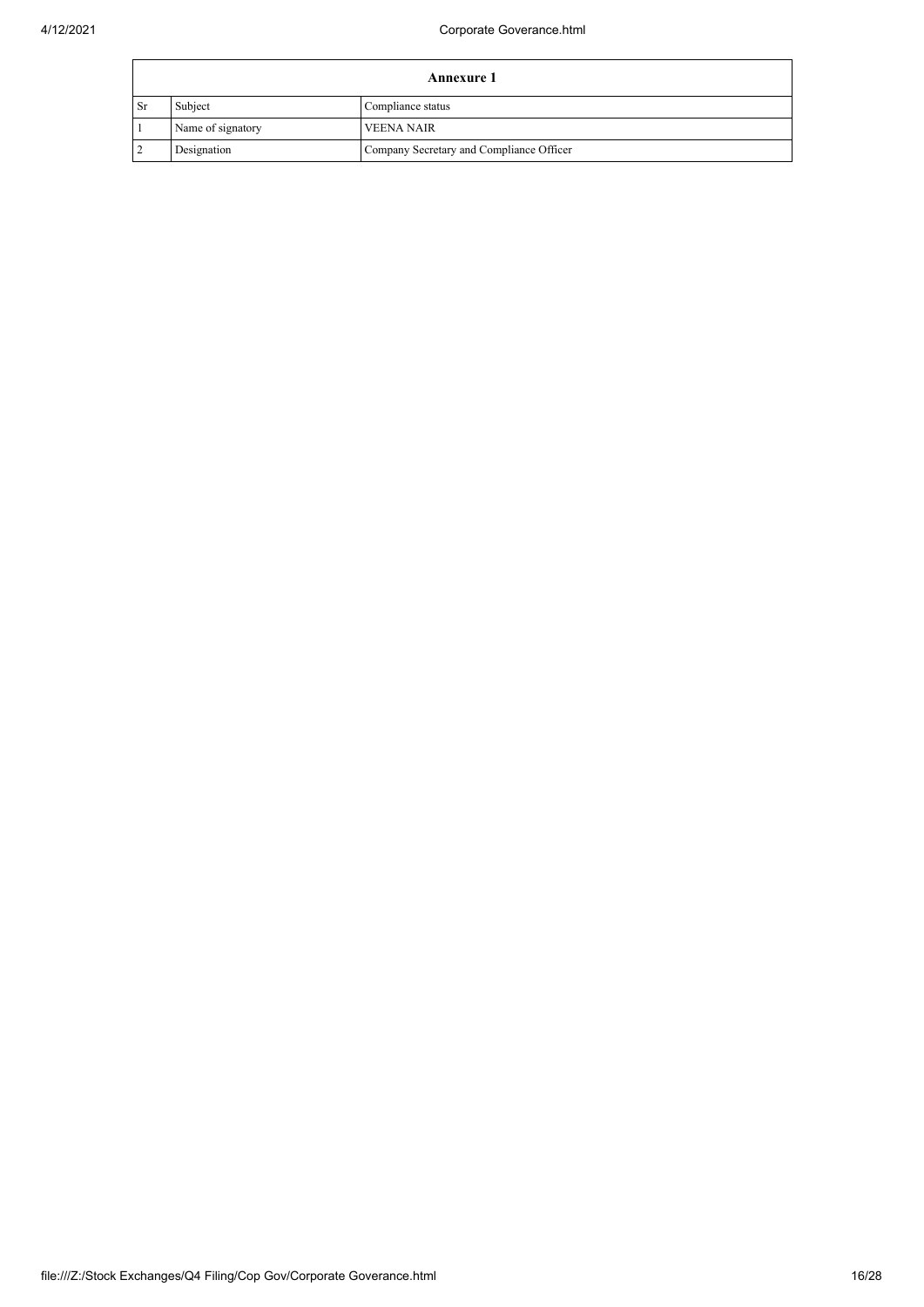| Annexure 1 | | |
|---|---|---|
| Sr | Subject | Compliance status |
| 1 | Name of signatory | VEENA NAIR |
| 2 | Designation | Company Secretary and Compliance Officer |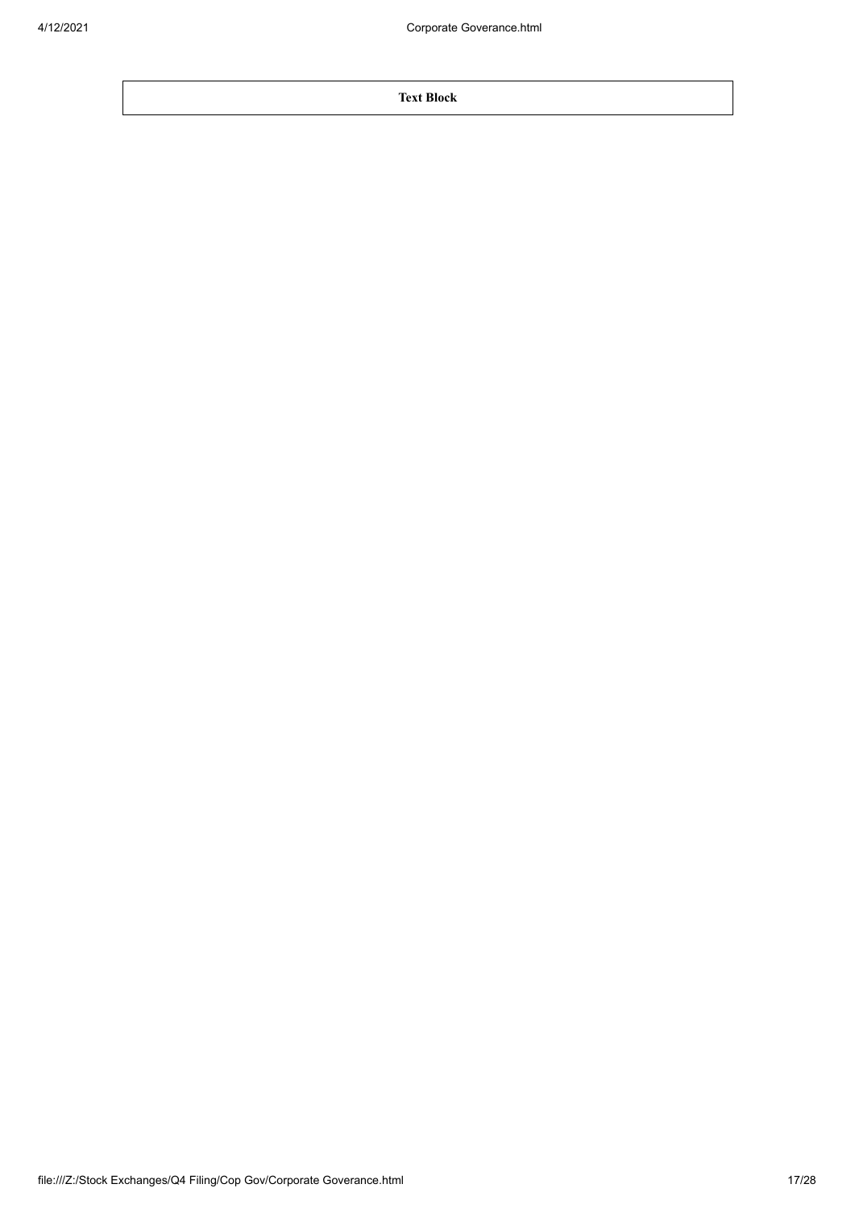| Text Block |
| --- |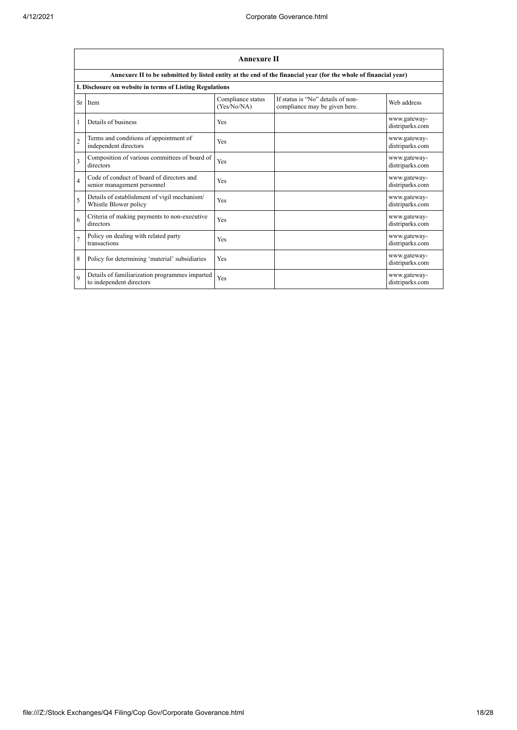| Annexure II | | | | |
|---|---|---|---|---|
| **Annexure II to be submitted by listed entity at the end of the financial year (for the whole of financial year)** | | | | |
| **I. Disclosure on website in terms of Listing Regulations** | | | | |
| Sr | Item | Compliance status (Yes/No/NA) | If status is "No" details of non-compliance may be given here. | Web address |
| 1 | Details of business | Yes | | www.gateway-distriparks.com |
| 2 | Terms and conditions of appointment of independent directors | Yes | | www.gateway-distriparks.com |
| 3 | Composition of various committees of board of directors | Yes | | www.gateway-distriparks.com |
| 4 | Code of conduct of board of directors and senior management personnel | Yes | | www.gateway-distriparks.com |
| 5 | Details of establishment of vigil mechanism/ Whistle Blower policy | Yes | | www.gateway-distriparks.com |
| 6 | Criteria of making payments to non-executive directors | Yes | | www.gateway-distriparks.com |
| 7 | Policy on dealing with related party transactions | Yes | | www.gateway-distriparks.com |
| 8 | Policy for determining 'material' subsidiaries | Yes | | www.gateway-distriparks.com |
| 9 | Details of familiarization programmes imparted to independent directors | Yes | | www.gateway-distriparks.com |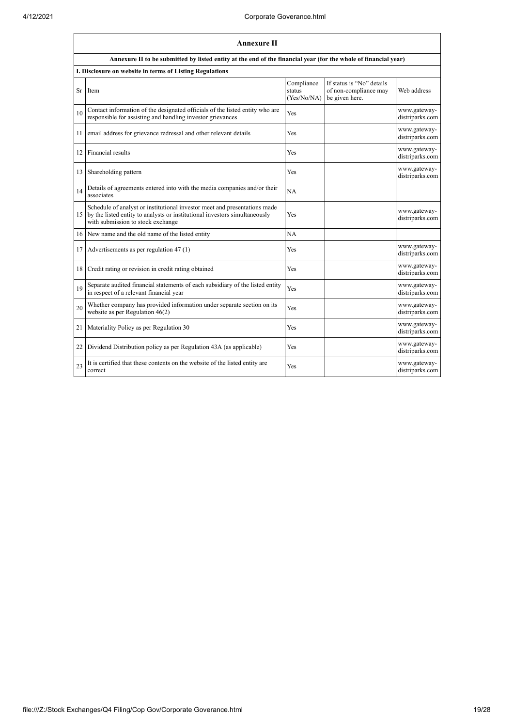| Annexure II | | | | |
|---|---|---|---|---|
| Annexure II to be submitted by listed entity at the end of the financial year (for the whole of financial year) | | | | |
| I. Disclosure on website in terms of Listing Regulations | | | | |
| Sr | Item | Compliance status (Yes/No/NA) | If status is "No" details of non-compliance may be given here. | Web address |
| 10 | Contact information of the designated officials of the listed entity who are responsible for assisting and handling investor grievances | Yes | | www.gateway-distriparks.com |
| 11 | email address for grievance redressal and other relevant details | Yes | | www.gateway-distriparks.com |
| 12 | Financial results | Yes | | www.gateway-distriparks.com |
| 13 | Shareholding pattern | Yes | | www.gateway-distriparks.com |
| 14 | Details of agreements entered into with the media companies and/or their associates | NA | | |
| 15 | Schedule of analyst or institutional investor meet and presentations made by the listed entity to analysts or institutional investors simultaneously with submission to stock exchange | Yes | | www.gateway-distriparks.com |
| 16 | New name and the old name of the listed entity | NA | | |
| 17 | Advertisements as per regulation 47 (1) | Yes | | www.gateway-distriparks.com |
| 18 | Credit rating or revision in credit rating obtained | Yes | | www.gateway-distriparks.com |
| 19 | Separate audited financial statements of each subsidiary of the listed entity in respect of a relevant financial year | Yes | | www.gateway-distriparks.com |
| 20 | Whether company has provided information under separate section on its website as per Regulation 46(2) | Yes | | www.gateway-distriparks.com |
| 21 | Materiality Policy as per Regulation 30 | Yes | | www.gateway-distriparks.com |
| 22 | Dividend Distribution policy as per Regulation 43A (as applicable) | Yes | | www.gateway-distriparks.com |
| 23 | It is certified that these contents on the website of the listed entity are correct | Yes | | www.gateway-distriparks.com |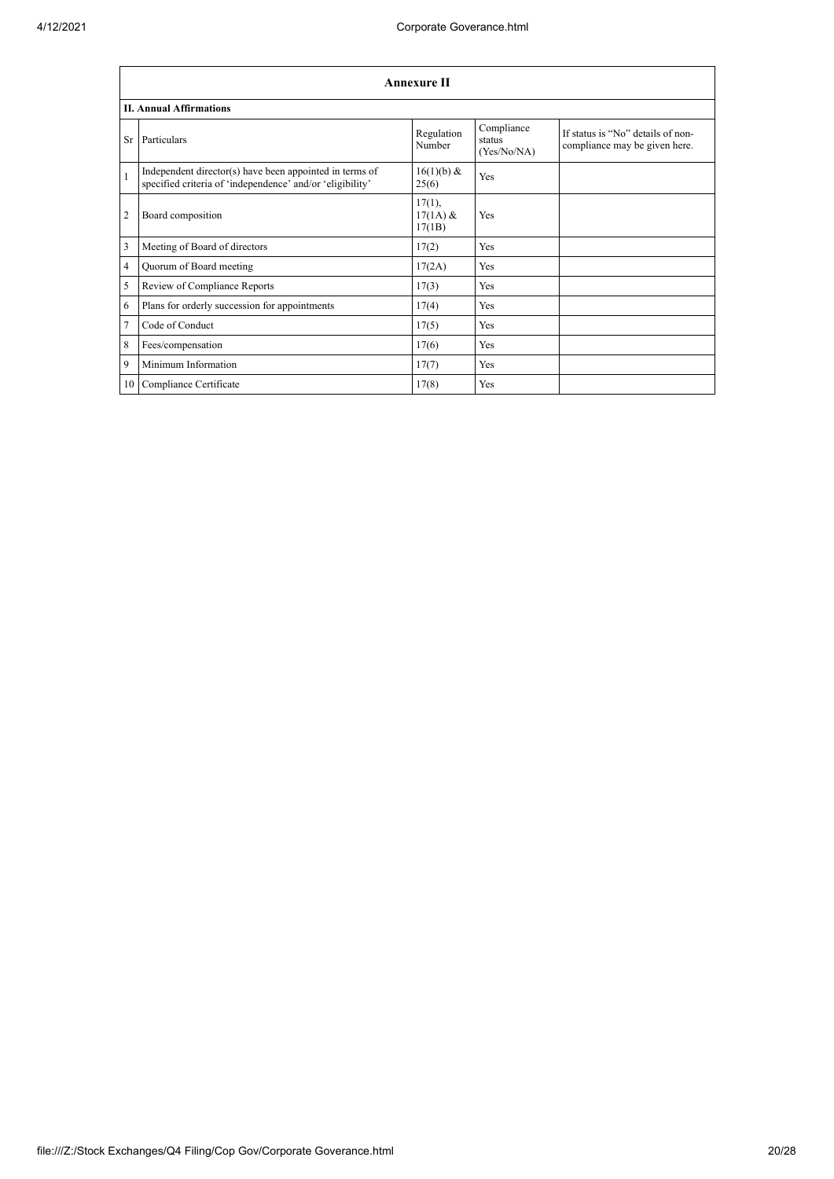| Annexure II | | | | |
|---|---|---|---|---|
| **II. Annual Affirmations** | | | | |
| Sr | Particulars | Regulation Number | Compliance status (Yes/No/NA) | If status is "No" details of non-compliance may be given here. |
| 1 | Independent director(s) have been appointed in terms of specified criteria of 'independence' and/or 'eligibility' | 16(1)(b) & 25(6) | Yes | |
| 2 | Board composition | 17(1), 17(1A) & 17(1B) | Yes | |
| 3 | Meeting of Board of directors | 17(2) | Yes | |
| 4 | Quorum of Board meeting | 17(2A) | Yes | |
| 5 | Review of Compliance Reports | 17(3) | Yes | |
| 6 | Plans for orderly succession for appointments | 17(4) | Yes | |
| 7 | Code of Conduct | 17(5) | Yes | |
| 8 | Fees/compensation | 17(6) | Yes | |
| 9 | Minimum Information | 17(7) | Yes | |
| 10 | Compliance Certificate | 17(8) | Yes | |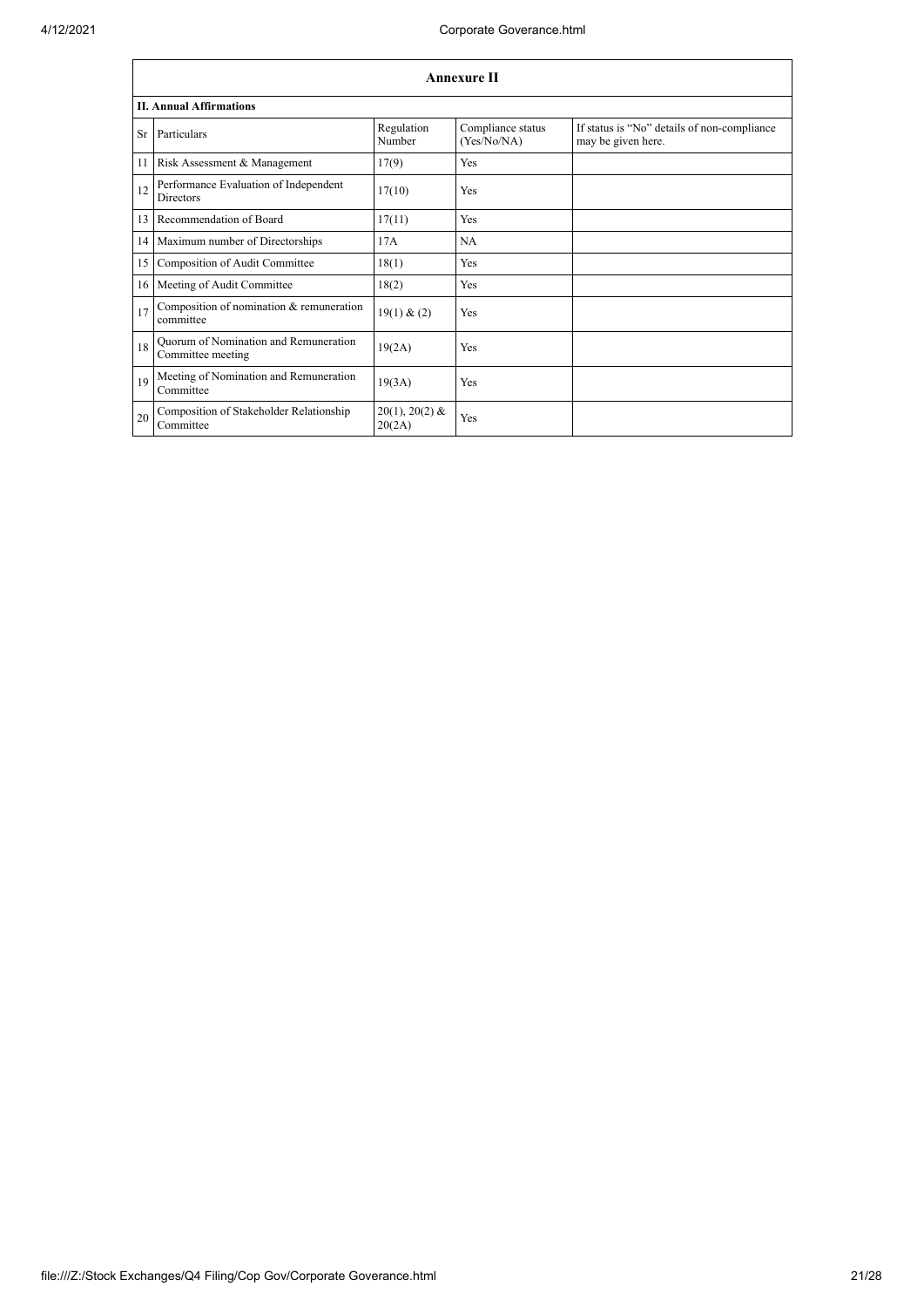| Annexure II | | | | |
|---|---|---|---|---|
| **II. Annual Affirmations** | | | | |
| Sr | Particulars | Regulation Number | Compliance status (Yes/No/NA) | If status is "No" details of non-compliance may be given here. |
| 11 | Risk Assessment & Management | 17(9) | Yes | |
| 12 | Performance Evaluation of Independent Directors | 17(10) | Yes | |
| 13 | Recommendation of Board | 17(11) | Yes | |
| 14 | Maximum number of Directorships | 17A | NA | |
| 15 | Composition of Audit Committee | 18(1) | Yes | |
| 16 | Meeting of Audit Committee | 18(2) | Yes | |
| 17 | Composition of nomination & remuneration committee | 19(1) & (2) | Yes | |
| 18 | Quorum of Nomination and Remuneration Committee meeting | 19(2A) | Yes | |
| 19 | Meeting of Nomination and Remuneration Committee | 19(3A) | Yes | |
| 20 | Composition of Stakeholder Relationship Committee | 20(1), 20(2) & 20(2A) | Yes | |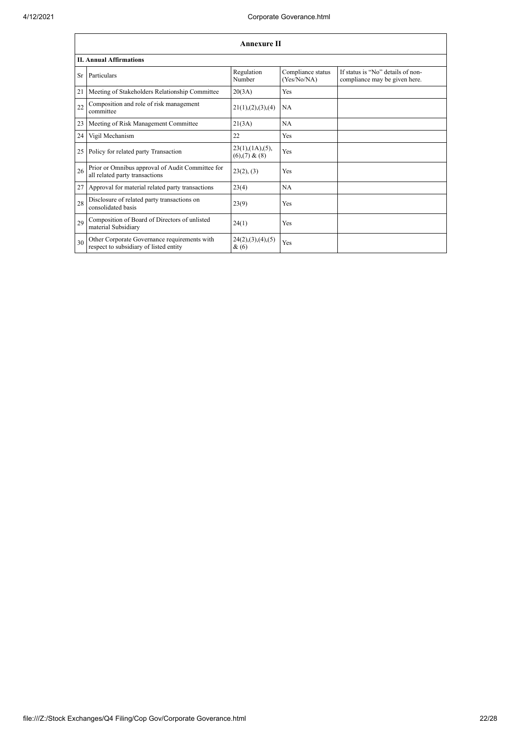| Annexure II | | | | |
|---|---|---|---|---|
| **II. Annual Affirmations** | | | | |
| Sr | Particulars | Regulation Number | Compliance status (Yes/No/NA) | If status is "No" details of non-compliance may be given here. |
| 21 | Meeting of Stakeholders Relationship Committee | 20(3A) | Yes | |
| 22 | Composition and role of risk management committee | 21(1),(2),(3),(4) | NA | |
| 23 | Meeting of Risk Management Committee | 21(3A) | NA | |
| 24 | Vigil Mechanism | 22 | Yes | |
| 25 | Policy for related party Transaction | 23(1),(1A),(5),(6),(7) & (8) | Yes | |
| 26 | Prior or Omnibus approval of Audit Committee for all related party transactions | 23(2), (3) | Yes | |
| 27 | Approval for material related party transactions | 23(4) | NA | |
| 28 | Disclosure of related party transactions on consolidated basis | 23(9) | Yes | |
| 29 | Composition of Board of Directors of unlisted material Subsidiary | 24(1) | Yes | |
| 30 | Other Corporate Governance requirements with respect to subsidiary of listed entity | 24(2),(3),(4),(5) & (6) | Yes | |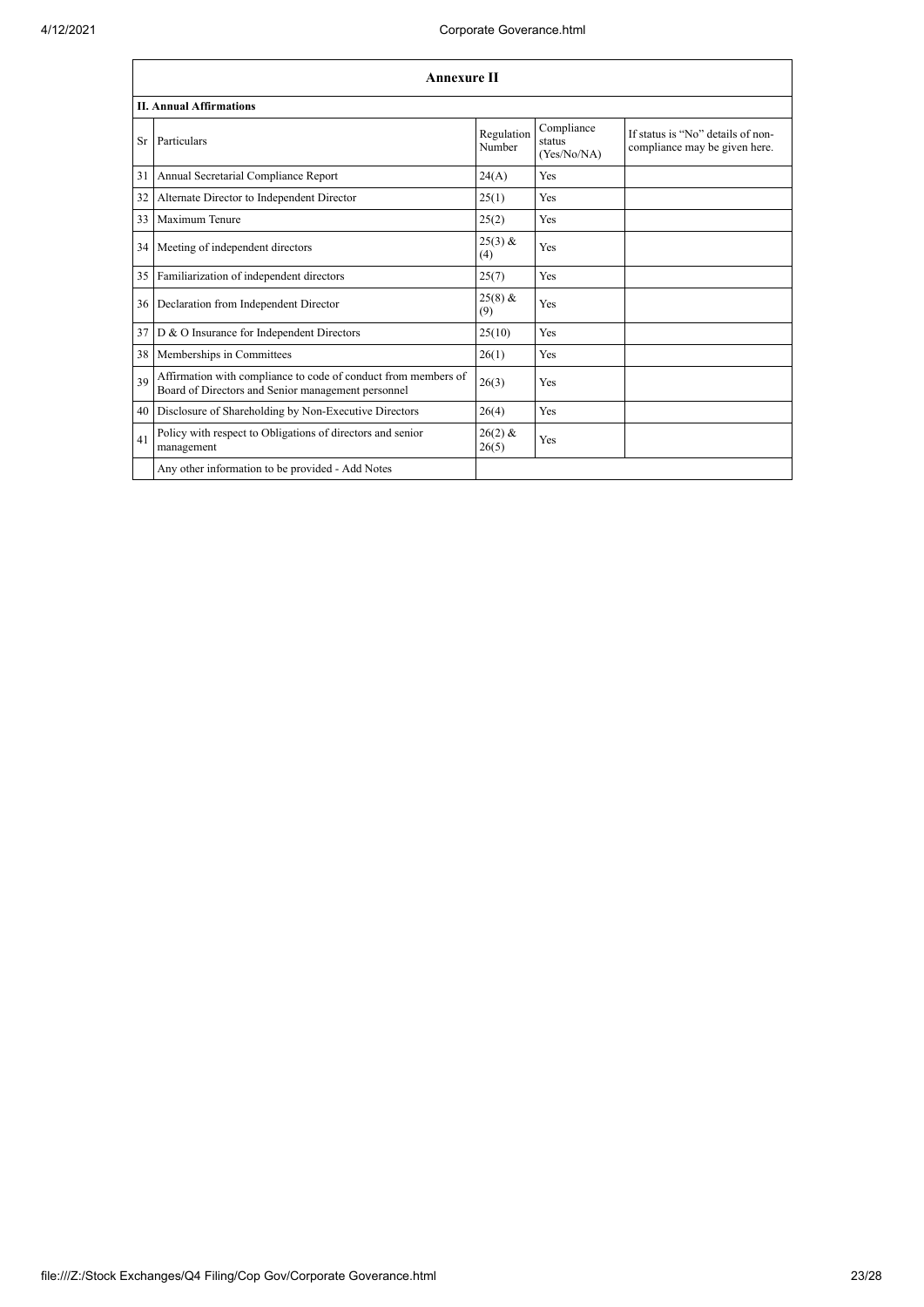## Annexure II

### II. Annual Affirmations

| Sr | Particulars | Regulation Number | Compliance status (Yes/No/NA) | If status is "No" details of non-compliance may be given here. |
|---|---|---|---|---|
| 31 | Annual Secretarial Compliance Report | 24(A) | Yes | |
| 32 | Alternate Director to Independent Director | 25(1) | Yes | |
| 33 | Maximum Tenure | 25(2) | Yes | |
| 34 | Meeting of independent directors | 25(3) & (4) | Yes | |
| 35 | Familiarization of independent directors | 25(7) | Yes | |
| 36 | Declaration from Independent Director | 25(8) & (9) | Yes | |
| 37 | D & O Insurance for Independent Directors | 25(10) | Yes | |
| 38 | Memberships in Committees | 26(1) | Yes | |
| 39 | Affirmation with compliance to code of conduct from members of Board of Directors and Senior management personnel | 26(3) | Yes | |
| 40 | Disclosure of Shareholding by Non-Executive Directors | 26(4) | Yes | |
| 41 | Policy with respect to Obligations of directors and senior management | 26(2) & 26(5) | Yes | |
| | Any other information to be provided - Add Notes | | | |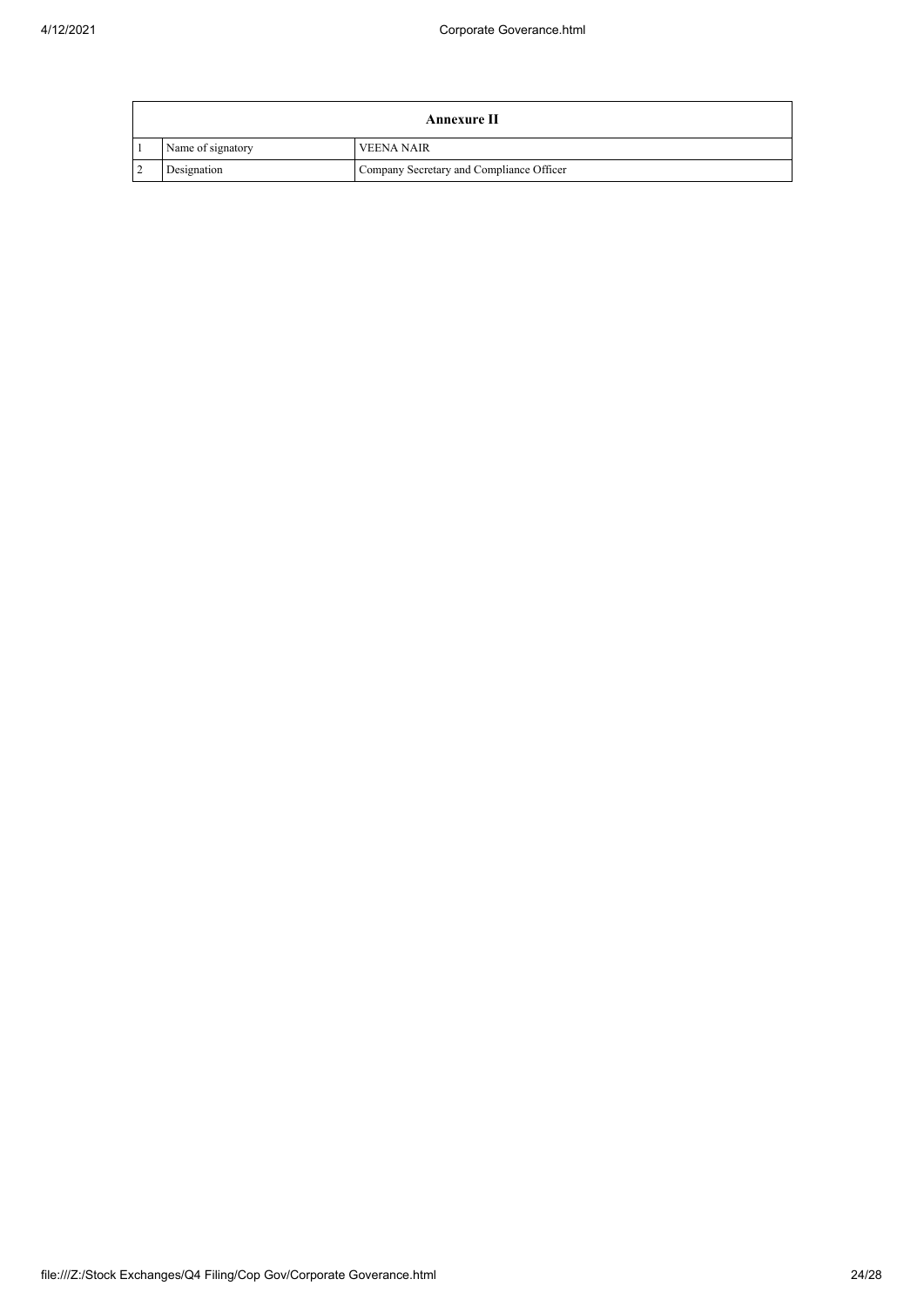| Annexure II | | |
|---|---|---|
| 1 | Name of signatory | VEENA NAIR |
| 2 | Designation | Company Secretary and Compliance Officer |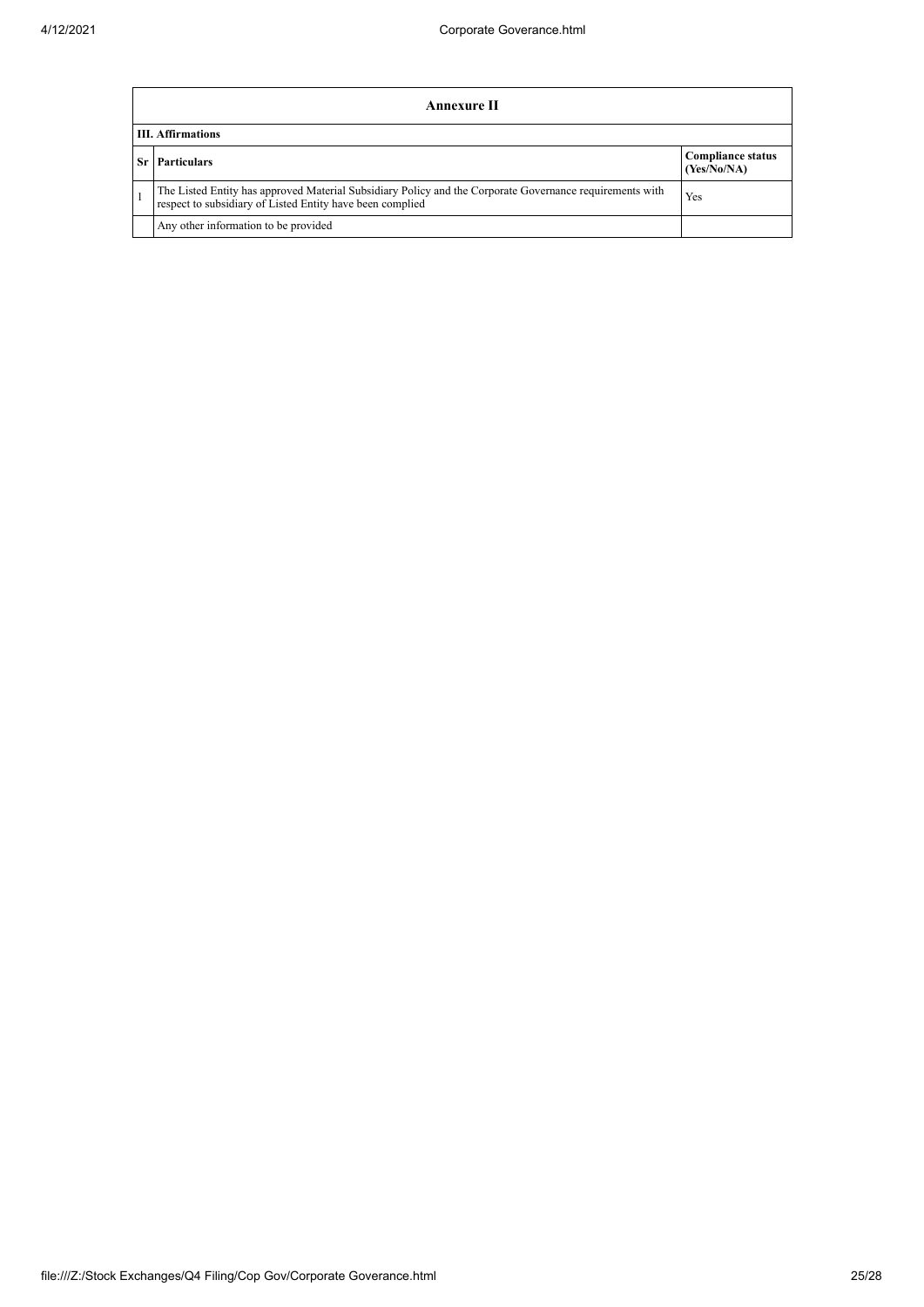| Annexure II | | |
|---|---|---|
| **III. Affirmations** | | |
| **Sr** | **Particulars** | **Compliance status (Yes/No/NA)** |
| 1 | The Listed Entity has approved Material Subsidiary Policy and the Corporate Governance requirements with respect to subsidiary of Listed Entity have been complied | Yes |
| | Any other information to be provided | |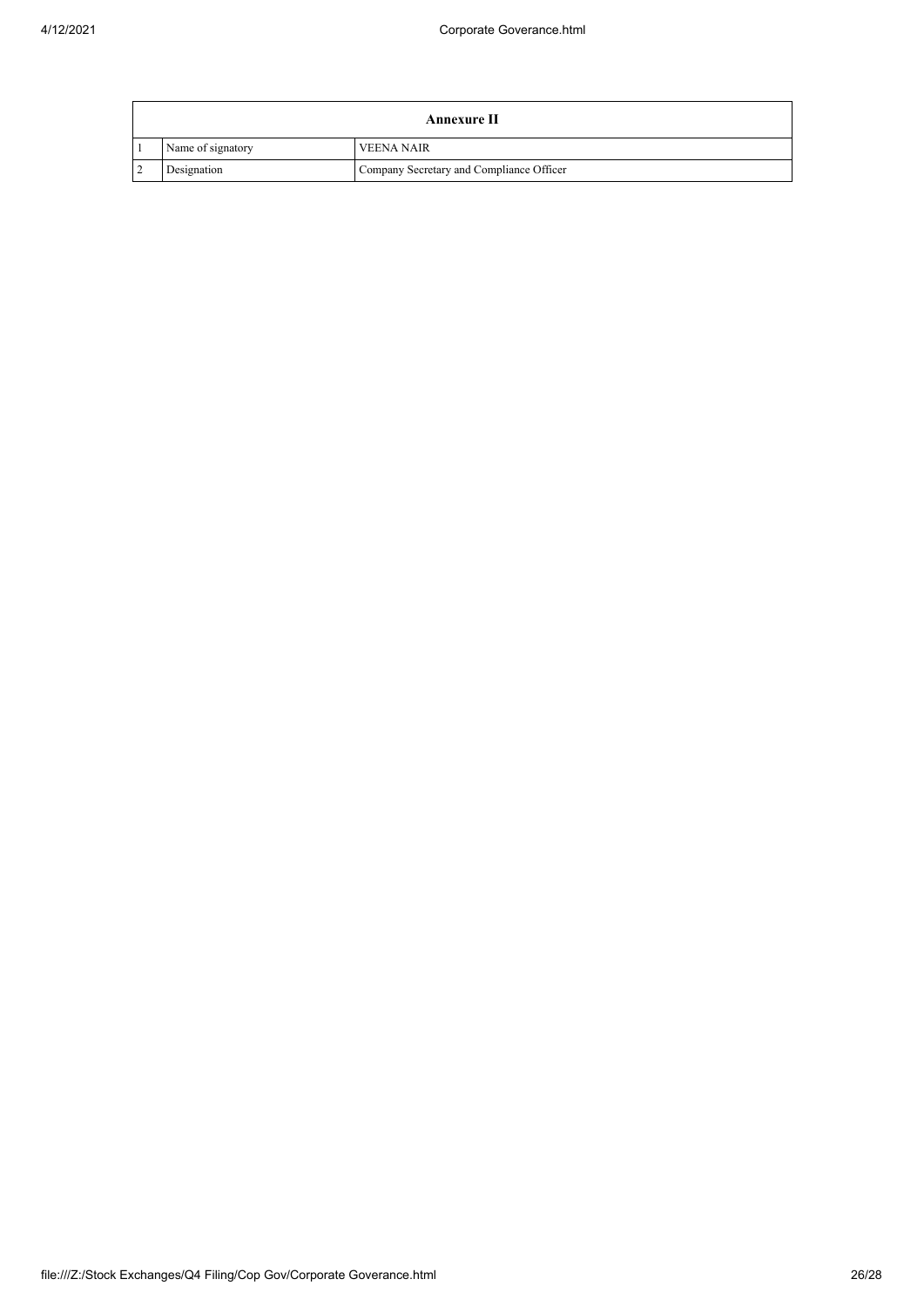| Annexure II | | |
|---|---|---|
| 1 | Name of signatory | VEENA NAIR |
| 2 | Designation | Company Secretary and Compliance Officer |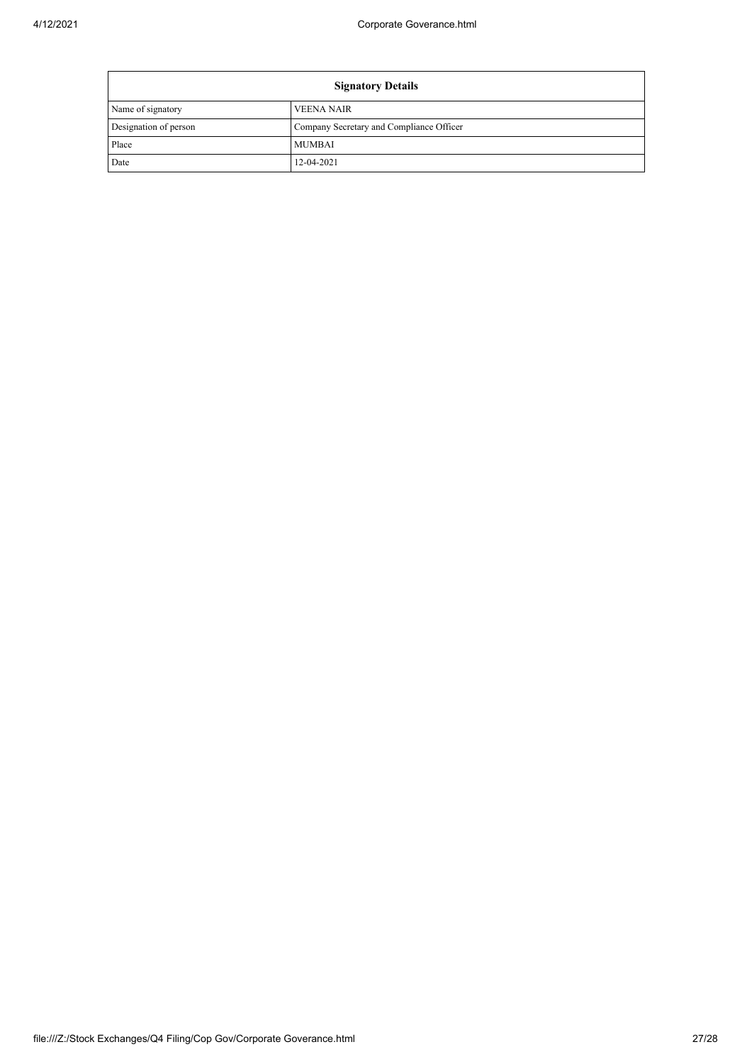| Signatory Details | |
|---|---|
| Name of signatory | VEENA NAIR |
| Designation of person | Company Secretary and Compliance Officer |
| Place | MUMBAI |
| Date | 12-04-2021 |